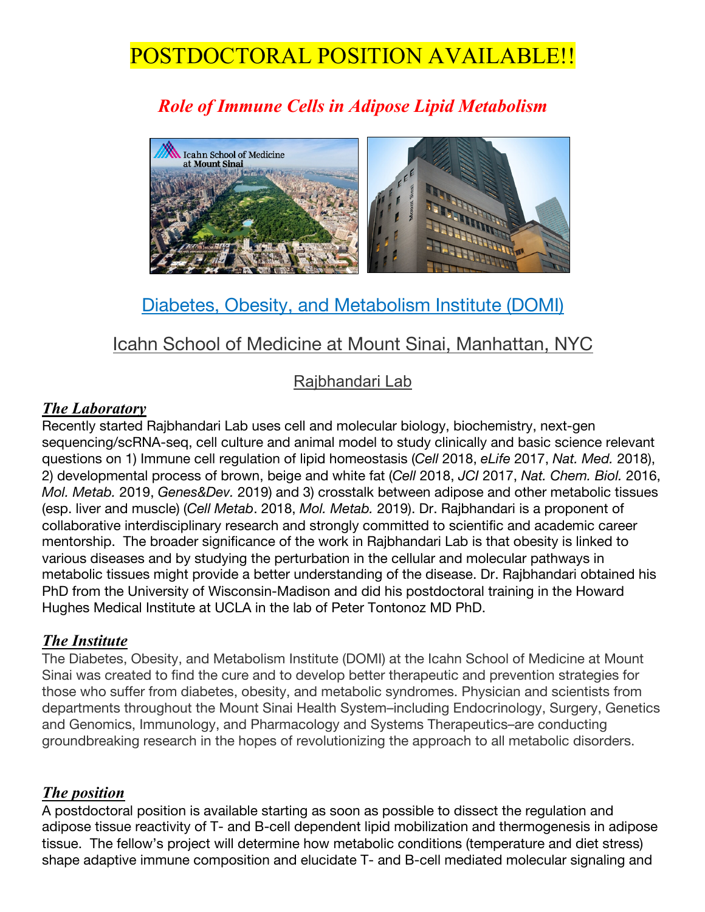# POSTDOCTORAL POSITION AVAILABLE!!

## *Role of Immune Cells in Adipose Lipid Metabolism*

### Diabetes, Obesity, and Metabolism Institute (DOMI)

### Icahn School of Medicine at Mount Sinai, Manhattan, NYC

#### Rajbhandari Lab

### *The Laboratory*

Recently started Rajbhandari Lab uses cell and molecular biology, biochemistry, next-gen sequencing/scRNA-seq, cell culture and animal model to study clinically and basic science relevant questions on 1) Immune cell regulation of lipid homeostasis (*Cell* 2018, *eLife* 2017, *Nat. Med.* 2018), 2) developmental process of brown, beige and white fat (*Cell* 2018, *JCI* 2017, *Nat. Chem. Biol.* 2016, *Mol. Metab.* 2019, *Genes&Dev.* 2019) and 3) crosstalk between adipose and other metabolic tissues (esp. liver and muscle) (*Cell Metab*. 2018, *Mol. Metab.* 2019). Dr. Rajbhandari is a proponent of collaborative interdisciplinary research and strongly committed to scientific and academic career mentorship. The broader significance of the work in Rajbhandari Lab is that obesity is linked to various diseases and by studying the perturbation in the cellular and molecular pathways in metabolic tissues might provide a better understanding of the disease. Dr. Rajbhandari obtained his PhD from the University of Wisconsin-Madison and did his postdoctoral training in the Howard Hughes Medical Institute at UCLA in the lab of Peter Tontonoz MD PhD.

### *The Institute*

The Diabetes, Obesity, and Metabolism Institute (DOMI) at the Icahn School of Medicine at Mount Sinai was created to find the cure and to develop better therapeutic and prevention strategies for those who suffer from diabetes, obesity, and metabolic syndromes. Physician and scientists from departments throughout the Mount Sinai Health System–including Endocrinology, Surgery, Genetics and Genomics, Immunology, and Pharmacology and Systems Therapeutics–are conducting groundbreaking research in the hopes of revolutionizing the approach to all metabolic disorders.

### *The position*

A postdoctoral position is available starting as soon as possible to dissect the regulation and adipose tissue reactivity of T- and B-cell dependent lipid mobilization and thermogenesis in adipose tissue. The fellow's project will determine how metabolic conditions (temperature and diet stress) shape adaptive immune composition and elucidate T- and B-cell mediated molecular signaling and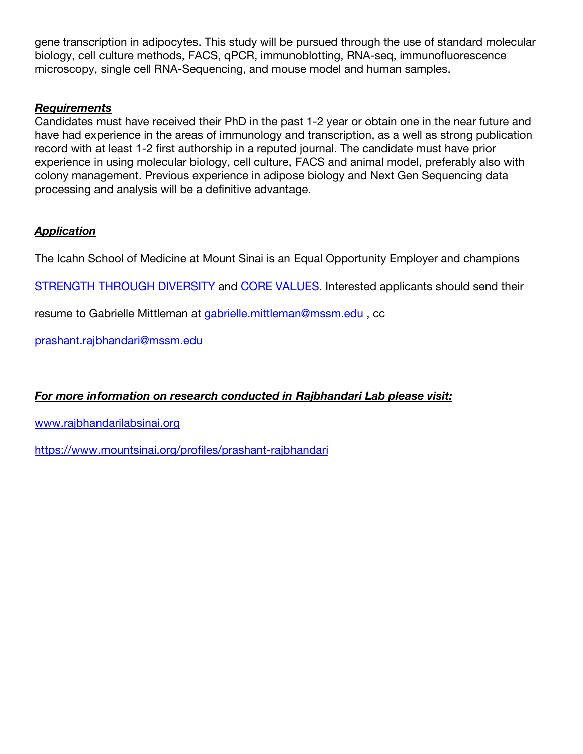gene transcription in adipocytes. This study will be pursued through the use of standard molecular biology, cell culture methods, FACS, qPCR, immunoblotting, RNA-seq, immunofluorescence microscopy, single cell RNA-Sequencing, and mouse model and human samples.

***Requirements***

Candidates must have received their PhD in the past 1-2 year or obtain one in the near future and have had experience in the areas of immunology and transcription, as a well as strong publication record with at least 1-2 first authorship in a reputed journal. The candidate must have prior experience in using molecular biology, cell culture, FACS and animal model, preferably also with colony management. Previous experience in adipose biology and Next Gen Sequencing data processing and analysis will be a definitive advantage.

***Application***

The Icahn School of Medicine at Mount Sinai is an Equal Opportunity Employer and champions

STRENGTH THROUGH DIVERSITY and CORE VALUES. Interested applicants should send their

resume to Gabrielle Mittleman at gabrielle.mittleman@mssm.edu , cc

prashant.rajbhandari@mssm.edu

***For more information on research conducted in Rajbhandari Lab please visit:***

www.rajbhandarilabsinai.org

https://www.mountsinai.org/profiles/prashant-rajbhandari